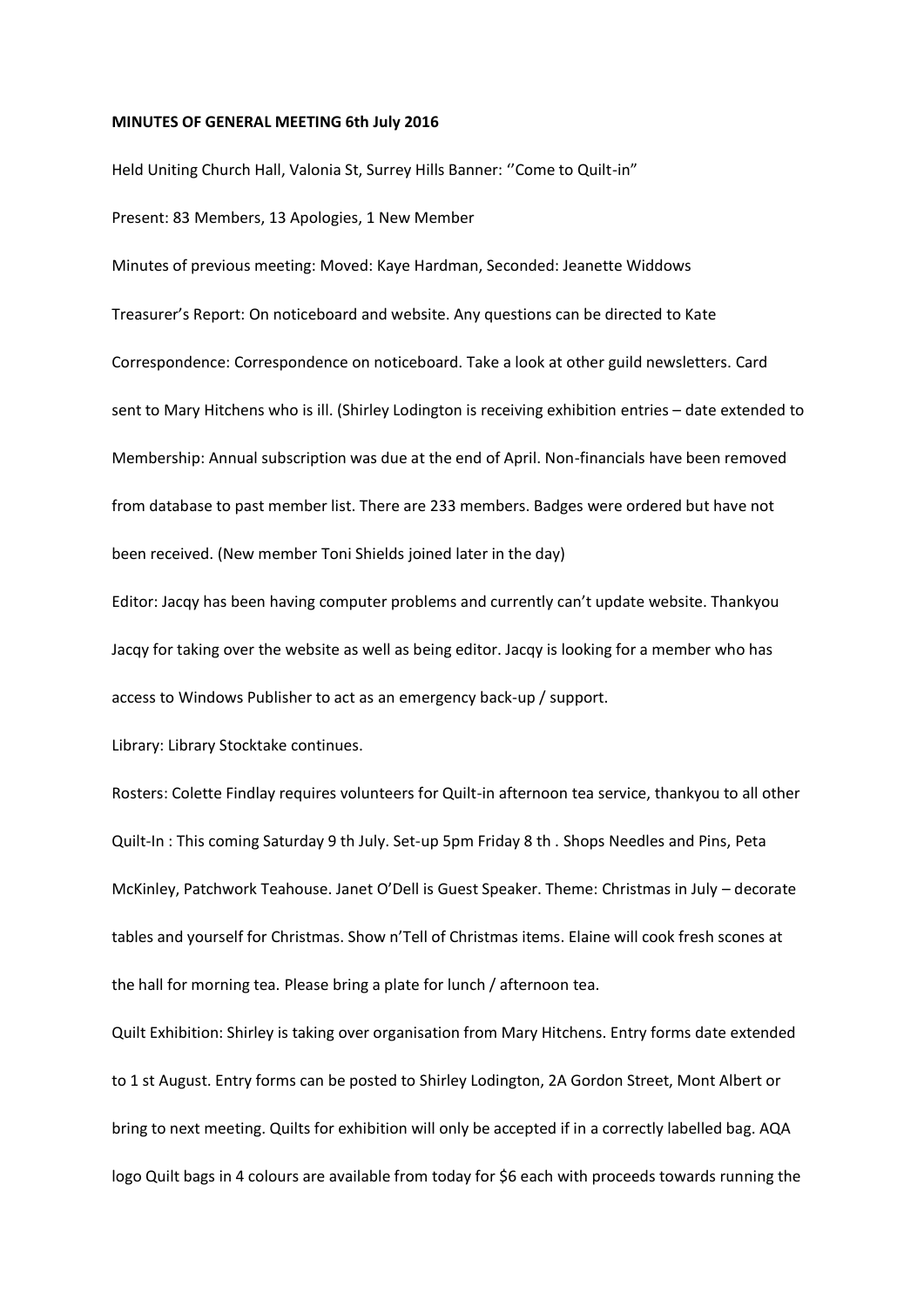**MINUTES OF GENERAL MEETING 6th July 2016**

Held Uniting Church Hall, Valonia St, Surrey Hills Banner: ''Come to Quilt-in"

Present: 83 Members, 13 Apologies, 1 New Member

Minutes of previous meeting: Moved: Kaye Hardman, Seconded: Jeanette Widdows

Treasurer's Report: On noticeboard and website. Any questions can be directed to Kate

Correspondence: Correspondence on noticeboard. Take a look at other guild newsletters. Card sent to Mary Hitchens who is ill. (Shirley Lodington is receiving exhibition entries – date extended to

Membership: Annual subscription was due at the end of April. Non-financials have been removed from database to past member list. There are 233 members. Badges were ordered but have not been received. (New member Toni Shields joined later in the day)

Editor: Jacqy has been having computer problems and currently can't update website. Thankyou Jacqy for taking over the website as well as being editor. Jacqy is looking for a member who has access to Windows Publisher to act as an emergency back-up / support.

Library: Library Stocktake continues.

Rosters: Colette Findlay requires volunteers for Quilt-in afternoon tea service, thankyou to all other

Quilt-In : This coming Saturday 9 th July. Set-up 5pm Friday 8 th . Shops Needles and Pins, Peta McKinley, Patchwork Teahouse. Janet O'Dell is Guest Speaker. Theme: Christmas in July – decorate tables and yourself for Christmas. Show n'Tell of Christmas items. Elaine will cook fresh scones at the hall for morning tea. Please bring a plate for lunch / afternoon tea.

Quilt Exhibition: Shirley is taking over organisation from Mary Hitchens. Entry forms date extended to 1 st August. Entry forms can be posted to Shirley Lodington, 2A Gordon Street, Mont Albert or bring to next meeting. Quilts for exhibition will only be accepted if in a correctly labelled bag. AQA logo Quilt bags in 4 colours are available from today for $6 each with proceeds towards running the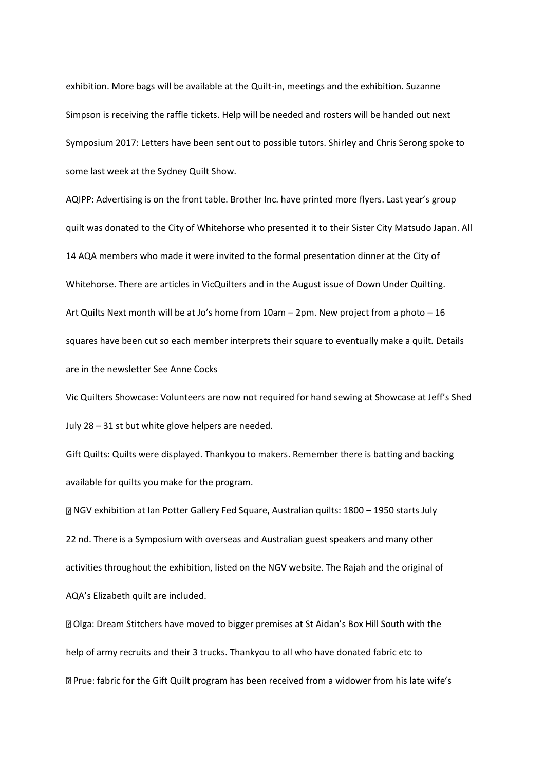exhibition. More bags will be available at the Quilt-in, meetings and the exhibition. Suzanne Simpson is receiving the raffle tickets. Help will be needed and rosters will be handed out next

Symposium 2017: Letters have been sent out to possible tutors. Shirley and Chris Serong spoke to some last week at the Sydney Quilt Show.

AQIPP: Advertising is on the front table. Brother Inc. have printed more flyers. Last year's group quilt was donated to the City of Whitehorse who presented it to their Sister City Matsudo Japan. All 14 AQA members who made it were invited to the formal presentation dinner at the City of Whitehorse. There are articles in VicQuilters and in the August issue of Down Under Quilting.

Art Quilts Next month will be at Jo's home from 10am – 2pm. New project from a photo – 16 squares have been cut so each member interprets their square to eventually make a quilt. Details are in the newsletter See Anne Cocks

Vic Quilters Showcase: Volunteers are now not required for hand sewing at Showcase at Jeff's Shed July 28 – 31 st but white glove helpers are needed.

Gift Quilts: Quilts were displayed. Thankyou to makers. Remember there is batting and backing available for quilts you make for the program.

- NGV exhibition at Ian Potter Gallery Fed Square, Australian quilts: 1800 – 1950 starts July 22 nd. There is a Symposium with overseas and Australian guest speakers and many other activities throughout the exhibition, listed on the NGV website. The Rajah and the original of AQA's Elizabeth quilt are included.
- Olga: Dream Stitchers have moved to bigger premises at St Aidan's Box Hill South with the help of army recruits and their 3 trucks. Thankyou to all who have donated fabric etc to
- Prue: fabric for the Gift Quilt program has been received from a widower from his late wife's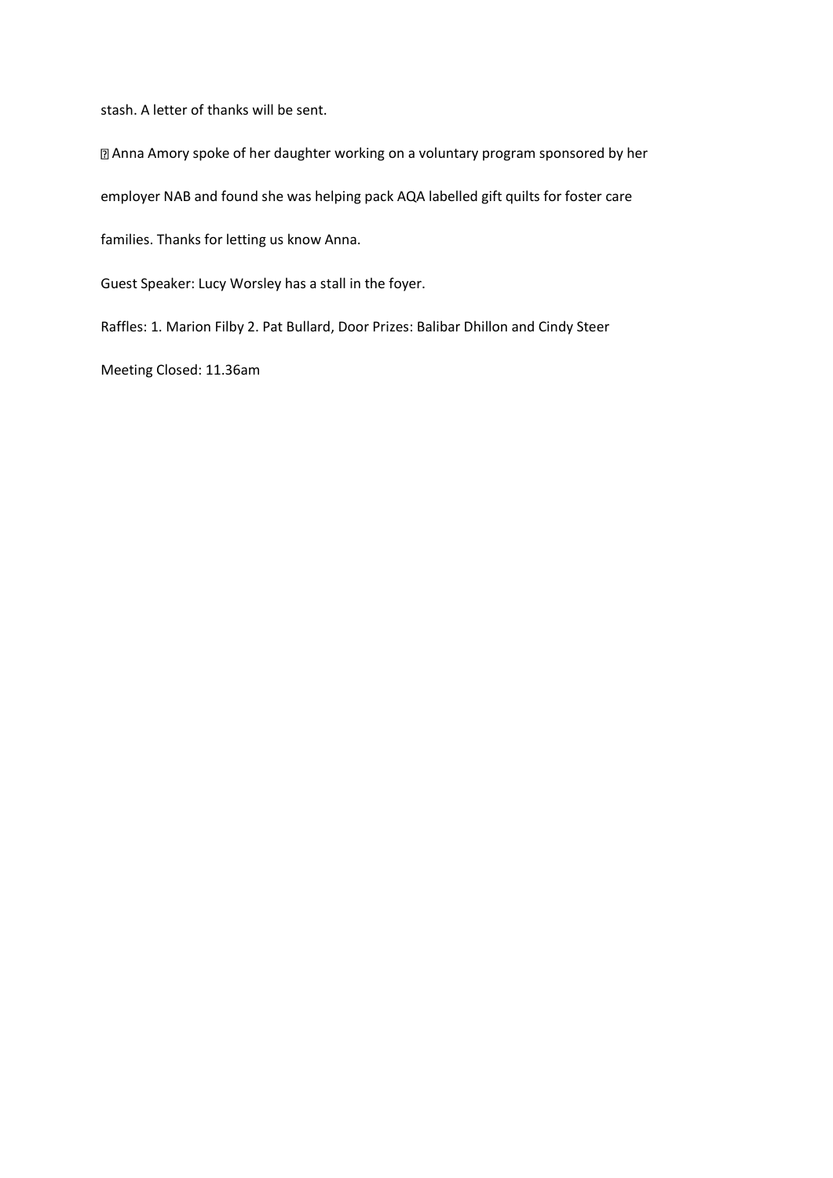stash. A letter of thanks will be sent.

- Anna Amory spoke of her daughter working on a voluntary program sponsored by her employer NAB and found she was helping pack AQA labelled gift quilts for foster care families. Thanks for letting us know Anna.

Guest Speaker: Lucy Worsley has a stall in the foyer.

Raffles: 1. Marion Filby 2. Pat Bullard, Door Prizes: Balibar Dhillon and Cindy Steer

Meeting Closed: 11.36am